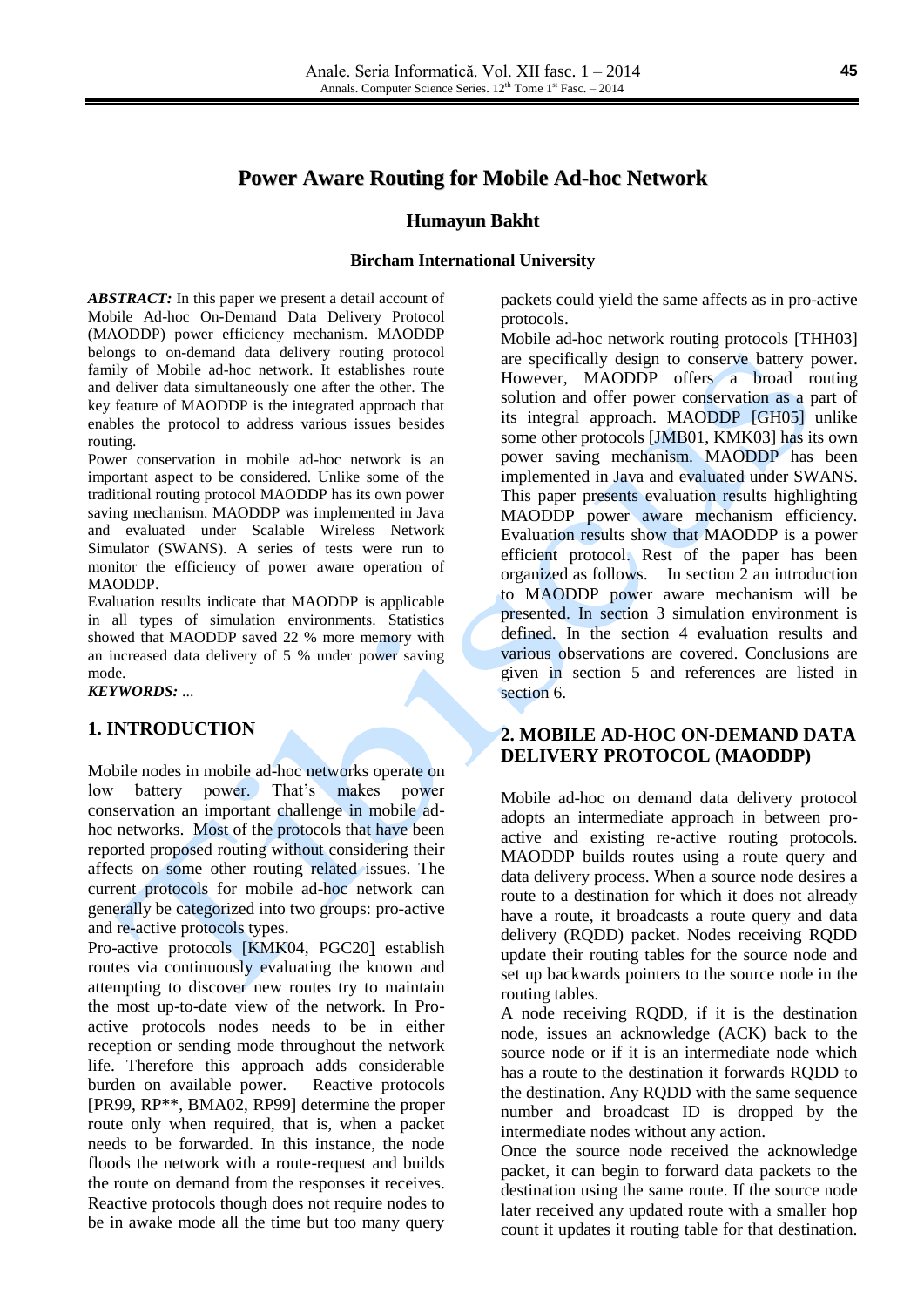# Power Aware Routing for Mobile Ad-hoc Network

**Humayun Bakht**

**Bircham International University**

***ABSTRACT:*** In this paper we present a detail account of Mobile Ad-hoc On-Demand Data Delivery Protocol (MAODDP) power efficiency mechanism. MAODDP belongs to on-demand data delivery routing protocol family of Mobile ad-hoc network. It establishes route and deliver data simultaneously one after the other. The key feature of MAODDP is the integrated approach that enables the protocol to address various issues besides routing.

Power conservation in mobile ad-hoc network is an important aspect to be considered. Unlike some of the traditional routing protocol MAODDP has its own power saving mechanism. MAODDP was implemented in Java and evaluated under Scalable Wireless Network Simulator (SWANS). A series of tests were run to monitor the efficiency of power aware operation of MAODDP.

Evaluation results indicate that MAODDP is applicable in all types of simulation environments. Statistics showed that MAODDP saved 22 % more memory with an increased data delivery of 5 % under power saving mode.

***KEYWORDS:*** ...

## 1. INTRODUCTION

Mobile nodes in mobile ad-hoc networks operate on low battery power. That's makes power conservation an important challenge in mobile ad-hoc networks. Most of the protocols that have been reported proposed routing without considering their affects on some other routing related issues. The current protocols for mobile ad-hoc network can generally be categorized into two groups: pro-active and re-active protocols types.

Pro-active protocols [KMK04, PGC20] establish routes via continuously evaluating the known and attempting to discover new routes try to maintain the most up-to-date view of the network. In Pro-active protocols nodes needs to be in either reception or sending mode throughout the network life. Therefore this approach adds considerable burden on available power. Reactive protocols [PR99, RP**, BMA02, RP99] determine the proper route only when required, that is, when a packet needs to be forwarded. In this instance, the node floods the network with a route-request and builds the route on demand from the responses it receives. Reactive protocols though does not require nodes to be in awake mode all the time but too many query packets could yield the same affects as in pro-active protocols.

Mobile ad-hoc network routing protocols [THH03] are specifically design to conserve battery power. However, MAODDP offers a broad routing solution and offer power conservation as a part of its integral approach. MAODDP [GH05] unlike some other protocols [JMB01, KMK03] has its own power saving mechanism. MAODDP has been implemented in Java and evaluated under SWANS. This paper presents evaluation results highlighting MAODDP power aware mechanism efficiency. Evaluation results show that MAODDP is a power efficient protocol. Rest of the paper has been organized as follows. In section 2 an introduction to MAODDP power aware mechanism will be presented. In section 3 simulation environment is defined. In the section 4 evaluation results and various observations are covered. Conclusions are given in section 5 and references are listed in section 6.

## 2. MOBILE AD-HOC ON-DEMAND DATA DELIVERY PROTOCOL (MAODDP)

Mobile ad-hoc on demand data delivery protocol adopts an intermediate approach in between pro-active and existing re-active routing protocols. MAODDP builds routes using a route query and data delivery process. When a source node desires a route to a destination for which it does not already have a route, it broadcasts a route query and data delivery (RQDD) packet. Nodes receiving RQDD update their routing tables for the source node and set up backwards pointers to the source node in the routing tables.

A node receiving RQDD, if it is the destination node, issues an acknowledge (ACK) back to the source node or if it is an intermediate node which has a route to the destination it forwards RQDD to the destination. Any RQDD with the same sequence number and broadcast ID is dropped by the intermediate nodes without any action.

Once the source node received the acknowledge packet, it can begin to forward data packets to the destination using the same route. If the source node later received any updated route with a smaller hop count it updates it routing table for that destination.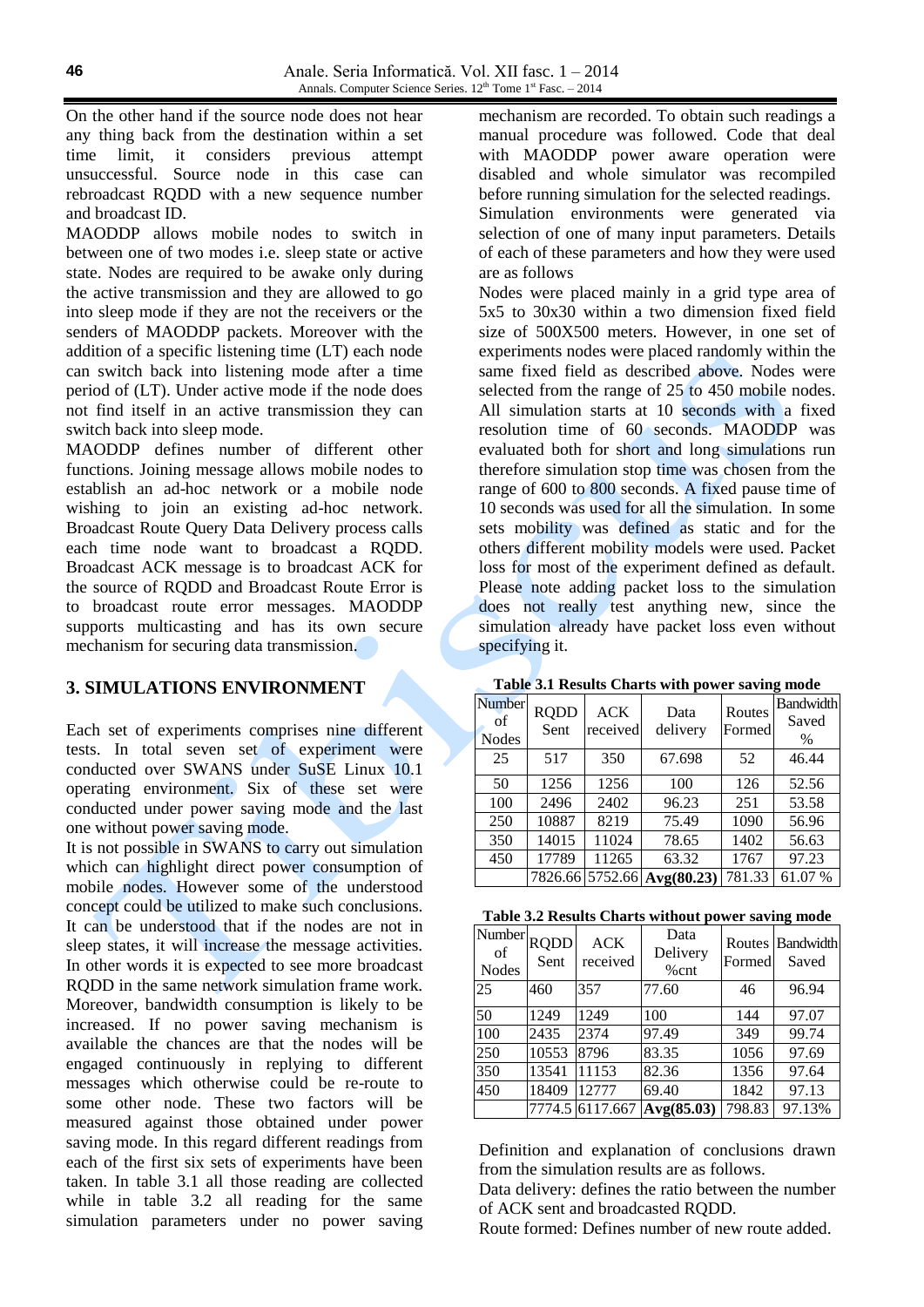On the other hand if the source node does not hear any thing back from the destination within a set time limit, it considers previous attempt unsuccessful. Source node in this case can rebroadcast RQDD with a new sequence number and broadcast ID.

MAODDP allows mobile nodes to switch in between one of two modes i.e. sleep state or active state. Nodes are required to be awake only during the active transmission and they are allowed to go into sleep mode if they are not the receivers or the senders of MAODDP packets. Moreover with the addition of a specific listening time (LT) each node can switch back into listening mode after a time period of (LT). Under active mode if the node does not find itself in an active transmission they can switch back into sleep mode.

MAODDP defines number of different other functions. Joining message allows mobile nodes to establish an ad-hoc network or a mobile node wishing to join an existing ad-hoc network. Broadcast Route Query Data Delivery process calls each time node want to broadcast a RQDD. Broadcast ACK message is to broadcast ACK for the source of RQDD and Broadcast Route Error is to broadcast route error messages. MAODDP supports multicasting and has its own secure mechanism for securing data transmission.

## 3. SIMULATIONS ENVIRONMENT

Each set of experiments comprises nine different tests. In total seven set of experiment were conducted over SWANS under SuSE Linux 10.1 operating environment. Six of these set were conducted under power saving mode and the last one without power saving mode.

It is not possible in SWANS to carry out simulation which can highlight direct power consumption of mobile nodes. However some of the understood concept could be utilized to make such conclusions. It can be understood that if the nodes are not in sleep states, it will increase the message activities. In other words it is expected to see more broadcast RQDD in the same network simulation frame work. Moreover, bandwidth consumption is likely to be increased. If no power saving mechanism is available the chances are that the nodes will be engaged continuously in replying to different messages which otherwise could be re-route to some other node. These two factors will be measured against those obtained under power saving mode. In this regard different readings from each of the first six sets of experiments have been taken. In table 3.1 all those reading are collected while in table 3.2 all reading for the same simulation parameters under no power saving mechanism are recorded. To obtain such readings a manual procedure was followed. Code that deal with MAODDP power aware operation were disabled and whole simulator was recompiled before running simulation for the selected readings.

Simulation environments were generated via selection of one of many input parameters. Details of each of these parameters and how they were used are as follows

Nodes were placed mainly in a grid type area of 5x5 to 30x30 within a two dimension fixed field size of 500X500 meters. However, in one set of experiments nodes were placed randomly within the same fixed field as described above. Nodes were selected from the range of 25 to 450 mobile nodes. All simulation starts at 10 seconds with a fixed resolution time of 60 seconds. MAODDP was evaluated both for short and long simulations run therefore simulation stop time was chosen from the range of 600 to 800 seconds. A fixed pause time of 10 seconds was used for all the simulation. In some sets mobility was defined as static and for the others different mobility models were used. Packet loss for most of the experiment defined as default. Please note adding packet loss to the simulation does not really test anything new, since the simulation already have packet loss even without specifying it.

**Table 3.1 Results Charts with power saving mode**

| Number of Nodes | RQDD Sent | ACK received | Data delivery | Routes Formed | Bandwidth Saved % |
|---|---|---|---|---|---|
| 25 | 517 | 350 | 67.698 | 52 | 46.44 |
| 50 | 1256 | 1256 | 100 | 126 | 52.56 |
| 100 | 2496 | 2402 | 96.23 | 251 | 53.58 |
| 250 | 10887 | 8219 | 75.49 | 1090 | 56.96 |
| 350 | 14015 | 11024 | 78.65 | 1402 | 56.63 |
| 450 | 17789 | 11265 | 63.32 | 1767 | 97.23 |
| | 7826.66 | 5752.66 | **Avg(80.23)** | 781.33 | 61.07 % |

**Table 3.2 Results Charts without power saving mode**

| Number of Nodes | RQDD Sent | ACK received | Data Delivery %cnt | Routes Formed | Bandwidth Saved |
|---|---|---|---|---|---|
| 25 | 460 | 357 | 77.60 | 46 | 96.94 |
| 50 | 1249 | 1249 | 100 | 144 | 97.07 |
| 100 | 2435 | 2374 | 97.49 | 349 | 99.74 |
| 250 | 10553 | 8796 | 83.35 | 1056 | 97.69 |
| 350 | 13541 | 11153 | 82.36 | 1356 | 97.64 |
| 450 | 18409 | 12777 | 69.40 | 1842 | 97.13 |
| | 7774.5 | 6117.667 | **Avg(85.03)** | 798.83 | 97.13% |

Definition and explanation of conclusions drawn from the simulation results are as follows.

Data delivery: defines the ratio between the number of ACK sent and broadcasted RQDD.

Route formed: Defines number of new route added.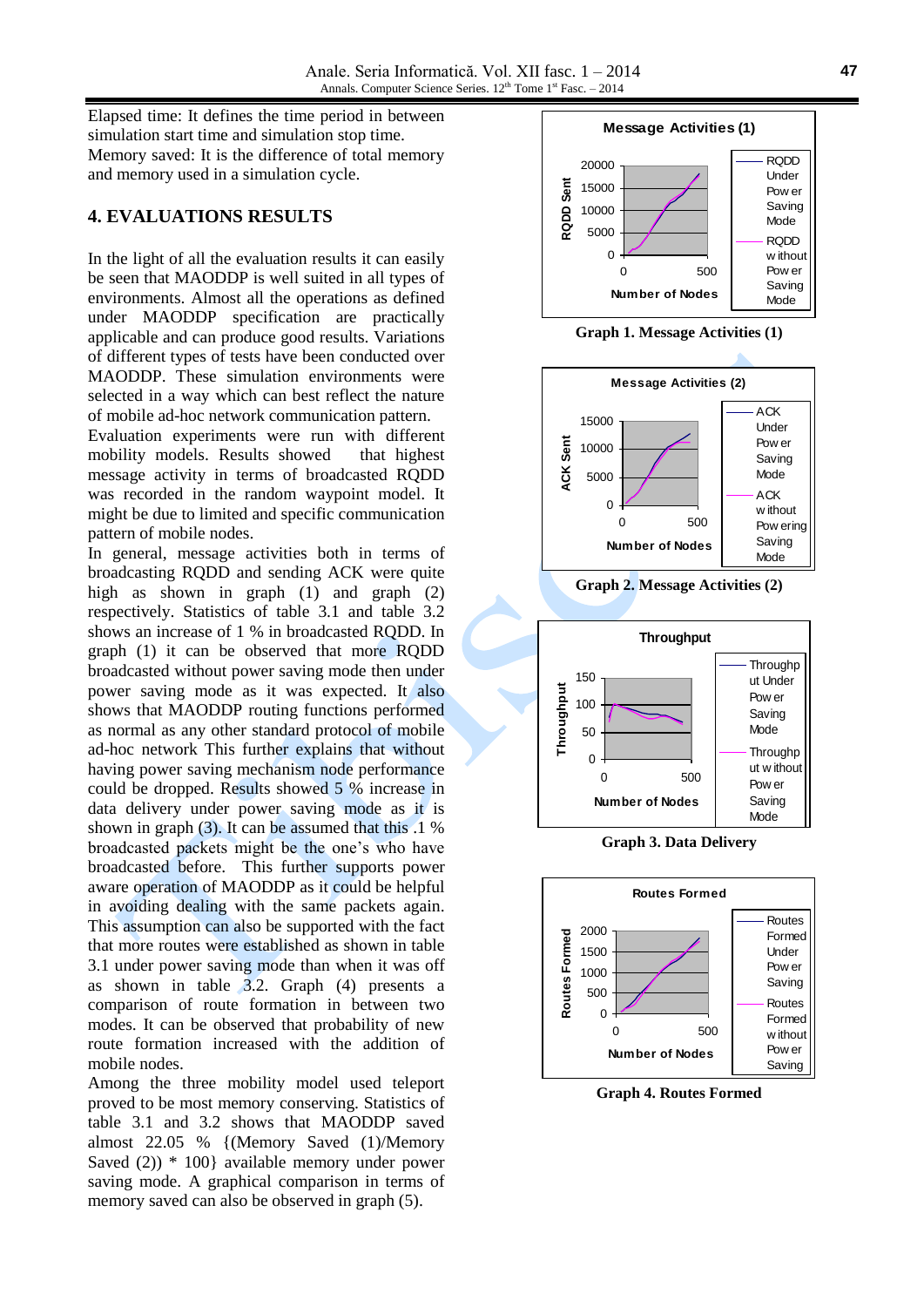Elapsed time: It defines the time period in between simulation start time and simulation stop time.
Memory saved: It is the difference of total memory and memory used in a simulation cycle.

## 4. EVALUATIONS RESULTS

In the light of all the evaluation results it can easily be seen that MAODDP is well suited in all types of environments. Almost all the operations as defined under MAODDP specification are practically applicable and can produce good results. Variations of different types of tests have been conducted over MAODDP. These simulation environments were selected in a way which can best reflect the nature of mobile ad-hoc network communication pattern.
Evaluation experiments were run with different mobility models. Results showed that highest message activity in terms of broadcasted RQDD was recorded in the random waypoint model. It might be due to limited and specific communication pattern of mobile nodes.
In general, message activities both in terms of broadcasting RQDD and sending ACK were quite high as shown in graph (1) and graph (2) respectively. Statistics of table 3.1 and table 3.2 shows an increase of 1 % in broadcasted RQDD. In graph (1) it can be observed that more RQDD broadcasted without power saving mode then under power saving mode as it was expected. It also shows that MAODDP routing functions performed as normal as any other standard protocol of mobile ad-hoc network This further explains that without having power saving mechanism node performance could be dropped. Results showed 5 % increase in data delivery under power saving mode as it is shown in graph (3). It can be assumed that this .1 % broadcasted packets might be the one's who have broadcasted before. This further supports power aware operation of MAODDP as it could be helpful in avoiding dealing with the same packets again. This assumption can also be supported with the fact that more routes were established as shown in table 3.1 under power saving mode than when it was off as shown in table 3.2. Graph (4) presents a comparison of route formation in between two modes. It can be observed that probability of new route formation increased with the addition of mobile nodes.
Among the three mobility model used teleport proved to be most memory conserving. Statistics of table 3.1 and 3.2 shows that MAODDP saved almost 22.05 % {(Memory Saved (1)/Memory Saved (2)) * 100} available memory under power saving mode. A graphical comparison in terms of memory saved can also be observed in graph (5).

**Graph 1. Message Activities (1)**

**Graph 2. Message Activities (2)**

**Graph 3. Data Delivery**

**Graph 4. Routes Formed**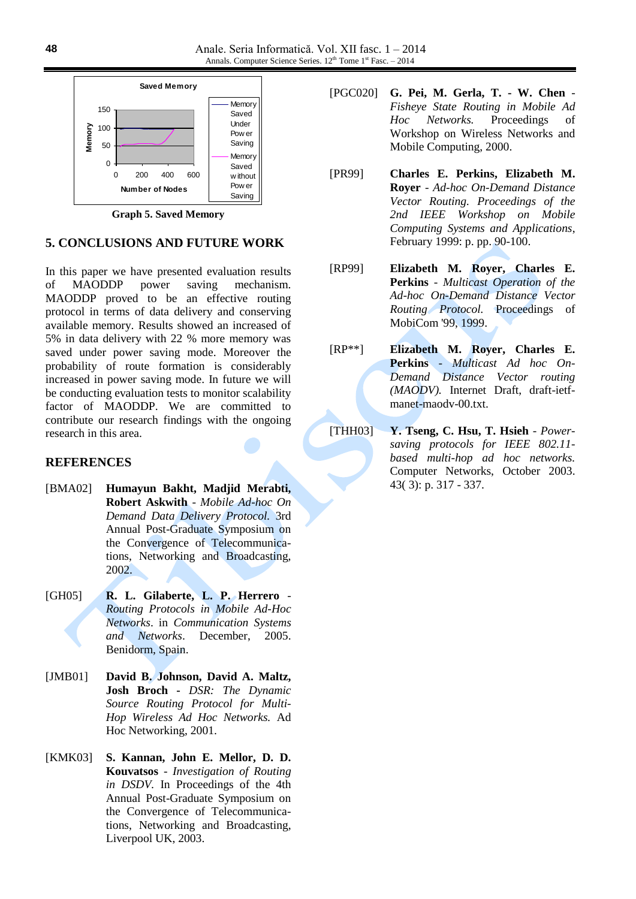Saved Memory

150
100
50
0

Memory

0 200 400 600

Number of Nodes

Memory Saved Under Power Saving

Memory Saved without Power Saving

**Graph 5. Saved Memory**

## 5. CONCLUSIONS AND FUTURE WORK

In this paper we have presented evaluation results of MAODDP power saving mechanism. MAODDP proved to be an effective routing protocol in terms of data delivery and conserving available memory. Results showed an increased of 5% in data delivery with 22 % more memory was saved under power saving mode. Moreover the probability of route formation is considerably increased in power saving mode. In future we will be conducting evaluation tests to monitor scalability factor of MAODDP. We are committed to contribute our research findings with the ongoing research in this area.

## REFERENCES

[BMA02] **Humayun Bakht, Madjid Merabti, Robert Askwith** - *Mobile Ad-hoc On Demand Data Delivery Protocol.* 3rd Annual Post-Graduate Symposium on the Convergence of Telecommunications, Networking and Broadcasting, 2002.

[GH05] **R. L. Gilaberte, L. P. Herrero** - *Routing Protocols in Mobile Ad-Hoc Networks*. in *Communication Systems and Networks*. December, 2005. Benidorm, Spain.

[JMB01] **David B. Johnson, David A. Maltz, Josh Broch** - *DSR: The Dynamic Source Routing Protocol for Multi-Hop Wireless Ad Hoc Networks.* Ad Hoc Networking, 2001.

[KMK03] **S. Kannan, John E. Mellor, D. D. Kouvatsos** - *Investigation of Routing in DSDV.* In Proceedings of the 4th Annual Post-Graduate Symposium on the Convergence of Telecommunications, Networking and Broadcasting, Liverpool UK, 2003.

[PGC020] **G. Pei, M. Gerla, T. - W. Chen** - *Fisheye State Routing in Mobile Ad Hoc Networks.* Proceedings of Workshop on Wireless Networks and Mobile Computing, 2000.

[PR99] **Charles E. Perkins, Elizabeth M. Royer** - *Ad-hoc On-Demand Distance Vector Routing. Proceedings of the 2nd IEEE Workshop on Mobile Computing Systems and Applications*, February 1999: p. pp. 90-100.

[RP99] **Elizabeth M. Royer, Charles E. Perkins** - *Multicast Operation of the Ad-hoc On-Demand Distance Vector Routing Protocol.* Proceedings of MobiCom '99, 1999.

[RP**] **Elizabeth M. Royer, Charles E. Perkins** - *Multicast Ad hoc On-Demand Distance Vector routing (MAODV).* Internet Draft, draft-ietf-manet-maodv-00.txt.

[THH03] **Y. Tseng, C. Hsu, T. Hsieh** - *Power-saving protocols for IEEE 802.11-based multi-hop ad hoc networks.* Computer Networks, October 2003. 43( 3): p. 317 - 337.